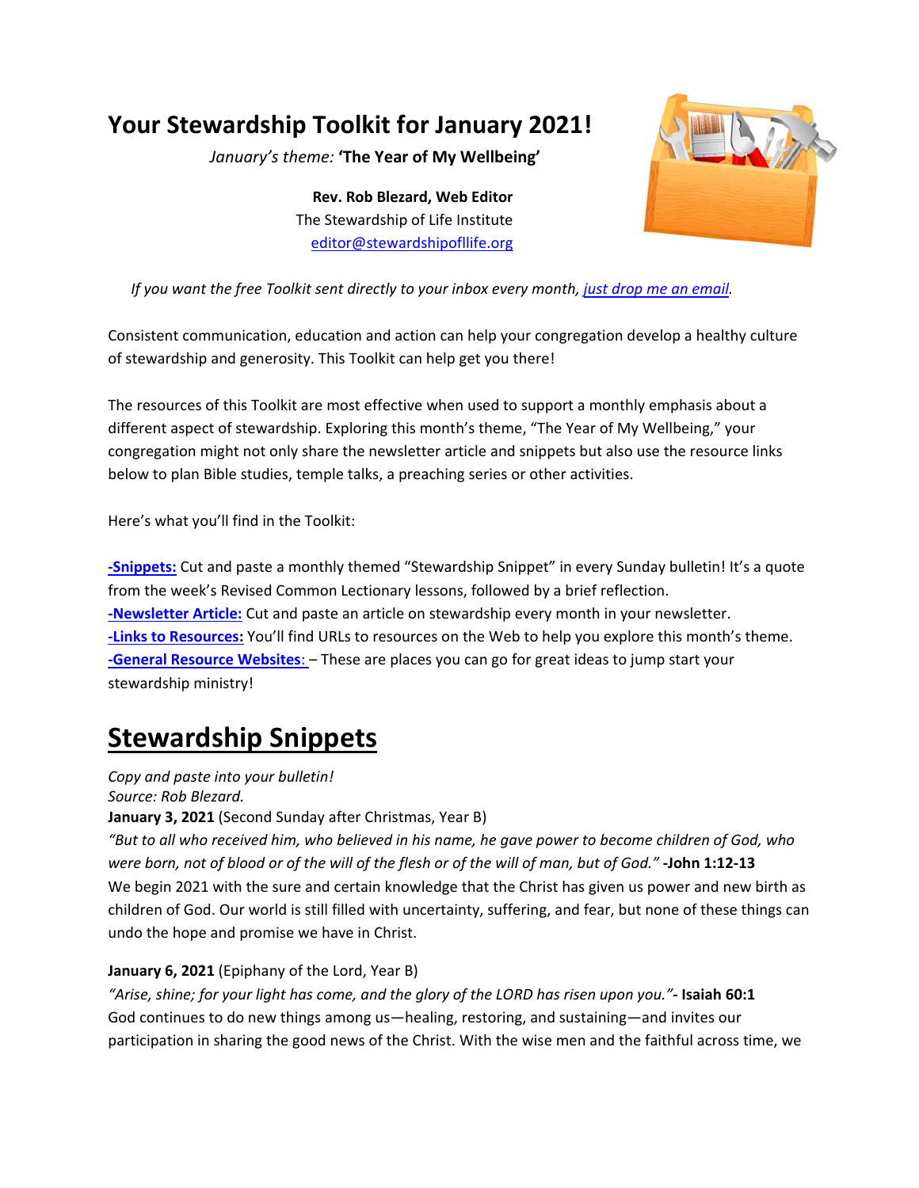# Your Stewardship Toolkit for January 2021!

*January's theme:* **'The Year of My Wellbeing'**

**Rev. Rob Blezard, Web Editor**
The Stewardship of Life Institute
editor@stewardshipofllife.org

*If you want the free Toolkit sent directly to your inbox every month, just drop me an email.*

Consistent communication, education and action can help your congregation develop a healthy culture of stewardship and generosity. This Toolkit can help get you there!

The resources of this Toolkit are most effective when used to support a monthly emphasis about a different aspect of stewardship. Exploring this month's theme, "The Year of My Wellbeing," your congregation might not only share the newsletter article and snippets but also use the resource links below to plan Bible studies, temple talks, a preaching series or other activities.

Here's what you'll find in the Toolkit:

**-Snippets:** Cut and paste a monthly themed "Stewardship Snippet" in every Sunday bulletin! It's a quote from the week's Revised Common Lectionary lessons, followed by a brief reflection.
**-Newsletter Article:** Cut and paste an article on stewardship every month in your newsletter.
**-Links to Resources:** You'll find URLs to resources on the Web to help you explore this month's theme.
**-General Resource Websites:** – These are places you can go for great ideas to jump start your stewardship ministry!

## Stewardship Snippets

*Copy and paste into your bulletin!*
*Source: Rob Blezard.*

**January 3, 2021** (Second Sunday after Christmas, Year B)
*"But to all who received him, who believed in his name, he gave power to become children of God, who were born, not of blood or of the will of the flesh or of the will of man, but of God."* **-John 1:12-13**
We begin 2021 with the sure and certain knowledge that the Christ has given us power and new birth as children of God. Our world is still filled with uncertainty, suffering, and fear, but none of these things can undo the hope and promise we have in Christ.

**January 6, 2021** (Epiphany of the Lord, Year B)
*"Arise, shine; for your light has come, and the glory of the LORD has risen upon you."***- Isaiah 60:1**
God continues to do new things among us—healing, restoring, and sustaining—and invites our participation in sharing the good news of the Christ. With the wise men and the faithful across time, we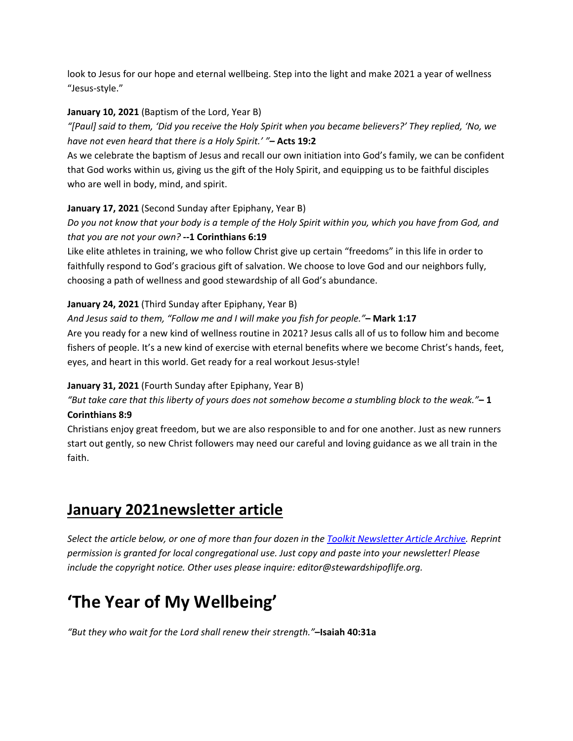look to Jesus for our hope and eternal wellbeing. Step into the light and make 2021 a year of wellness "Jesus-style."

**January 10, 2021** (Baptism of the Lord, Year B)

*"[Paul] said to them, 'Did you receive the Holy Spirit when you became believers?' They replied, 'No, we have not even heard that there is a Holy Spirit.' "* **– Acts 19:2**

As we celebrate the baptism of Jesus and recall our own initiation into God's family, we can be confident that God works within us, giving us the gift of the Holy Spirit, and equipping us to be faithful disciples who are well in body, mind, and spirit.

**January 17, 2021** (Second Sunday after Epiphany, Year B)

*Do you not know that your body is a temple of the Holy Spirit within you, which you have from God, and that you are not your own?* **--1 Corinthians 6:19**

Like elite athletes in training, we who follow Christ give up certain "freedoms" in this life in order to faithfully respond to God's gracious gift of salvation. We choose to love God and our neighbors fully, choosing a path of wellness and good stewardship of all God's abundance.

**January 24, 2021** (Third Sunday after Epiphany, Year B)

*And Jesus said to them, "Follow me and I will make you fish for people."* **– Mark 1:17**

Are you ready for a new kind of wellness routine in 2021? Jesus calls all of us to follow him and become fishers of people. It's a new kind of exercise with eternal benefits where we become Christ's hands, feet, eyes, and heart in this world. Get ready for a real workout Jesus-style!

**January 31, 2021** (Fourth Sunday after Epiphany, Year B)

*"But take care that this liberty of yours does not somehow become a stumbling block to the weak."* **– 1 Corinthians 8:9**

Christians enjoy great freedom, but we are also responsible to and for one another. Just as new runners start out gently, so new Christ followers may need our careful and loving guidance as we all train in the faith.

## January 2021newsletter article

*Select the article below, or one of more than four dozen in the [Toolkit Newsletter Article Archive](). Reprint permission is granted for local congregational use. Just copy and paste into your newsletter! Please include the copyright notice. Other uses please inquire: editor@stewardshipoflife.org.*

# 'The Year of My Wellbeing'

*"But they who wait for the Lord shall renew their strength."* **–Isaiah 40:31a**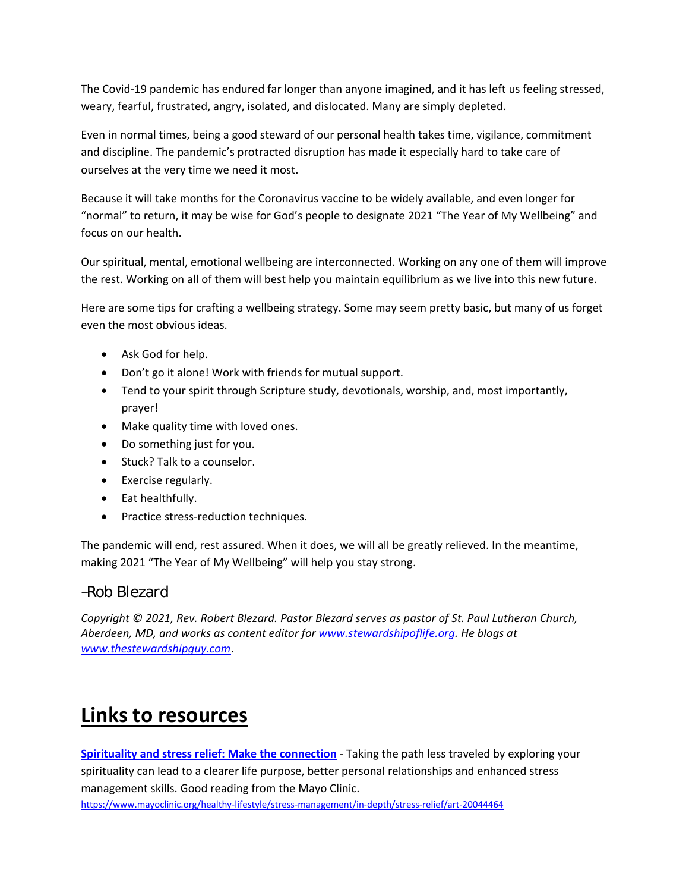The Covid-19 pandemic has endured far longer than anyone imagined, and it has left us feeling stressed, weary, fearful, frustrated, angry, isolated, and dislocated. Many are simply depleted.

Even in normal times, being a good steward of our personal health takes time, vigilance, commitment and discipline. The pandemic's protracted disruption has made it especially hard to take care of ourselves at the very time we need it most.

Because it will take months for the Coronavirus vaccine to be widely available, and even longer for "normal" to return, it may be wise for God's people to designate 2021 "The Year of My Wellbeing" and focus on our health.

Our spiritual, mental, emotional wellbeing are interconnected. Working on any one of them will improve the rest. Working on <u>all</u> of them will best help you maintain equilibrium as we live into this new future.

Here are some tips for crafting a wellbeing strategy. Some may seem pretty basic, but many of us forget even the most obvious ideas.

- Ask God for help.
- Don't go it alone! Work with friends for mutual support.
- Tend to your spirit through Scripture study, devotionals, worship, and, most importantly, prayer!
- Make quality time with loved ones.
- Do something just for you.
- Stuck? Talk to a counselor.
- Exercise regularly.
- Eat healthfully.
- Practice stress-reduction techniques.

The pandemic will end, rest assured. When it does, we will all be greatly relieved. In the meantime, making 2021 "The Year of My Wellbeing" will help you stay strong.

–Rob Blezard

*Copyright © 2021, Rev. Robert Blezard. Pastor Blezard serves as pastor of St. Paul Lutheran Church, Aberdeen, MD, and works as content editor for [www.stewardshipoflife.org](http://www.stewardshipoflife.org). He blogs at [www.thestewardshipguy.com](http://www.thestewardshipguy.com).*

# Links to resources

**[Spirituality and stress relief: Make the connection](https://www.mayoclinic.org/healthy-lifestyle/stress-management/in-depth/stress-relief/art-20044464)** - Taking the path less traveled by exploring your spirituality can lead to a clearer life purpose, better personal relationships and enhanced stress management skills. Good reading from the Mayo Clinic.
https://www.mayoclinic.org/healthy-lifestyle/stress-management/in-depth/stress-relief/art-20044464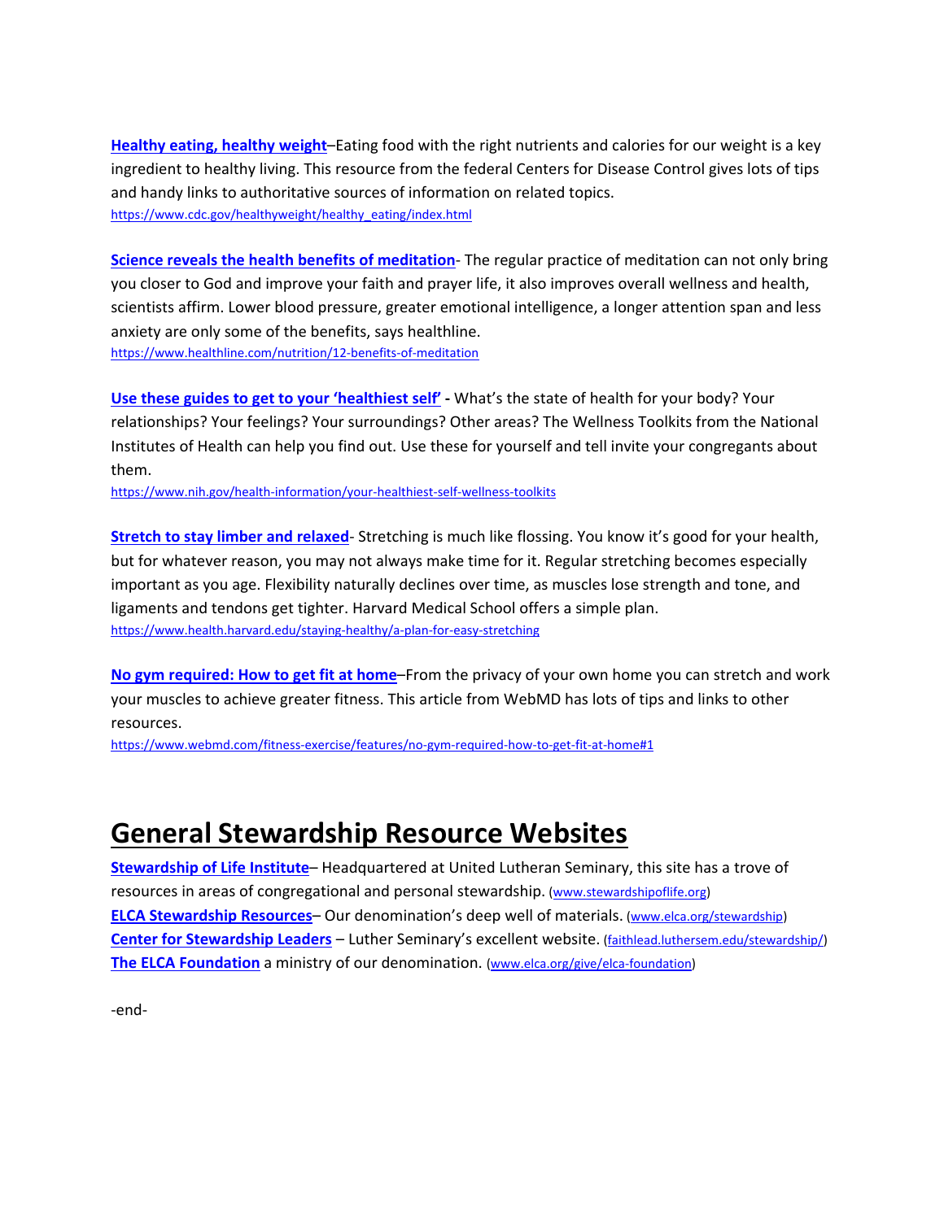**Healthy eating, healthy weight**–Eating food with the right nutrients and calories for our weight is a key ingredient to healthy living. This resource from the federal Centers for Disease Control gives lots of tips and handy links to authoritative sources of information on related topics.
https://www.cdc.gov/healthyweight/healthy_eating/index.html

**Science reveals the health benefits of meditation**- The regular practice of meditation can not only bring you closer to God and improve your faith and prayer life, it also improves overall wellness and health, scientists affirm. Lower blood pressure, greater emotional intelligence, a longer attention span and less anxiety are only some of the benefits, says healthline.
https://www.healthline.com/nutrition/12-benefits-of-meditation

**Use these guides to get to your 'healthiest self' -** What's the state of health for your body? Your relationships? Your feelings? Your surroundings? Other areas? The Wellness Toolkits from the National Institutes of Health can help you find out. Use these for yourself and tell invite your congregants about them.
https://www.nih.gov/health-information/your-healthiest-self-wellness-toolkits

**Stretch to stay limber and relaxed**- Stretching is much like flossing. You know it's good for your health, but for whatever reason, you may not always make time for it. Regular stretching becomes especially important as you age. Flexibility naturally declines over time, as muscles lose strength and tone, and ligaments and tendons get tighter. Harvard Medical School offers a simple plan.
https://www.health.harvard.edu/staying-healthy/a-plan-for-easy-stretching

**No gym required: How to get fit at home**–From the privacy of your own home you can stretch and work your muscles to achieve greater fitness. This article from WebMD has lots of tips and links to other resources.
https://www.webmd.com/fitness-exercise/features/no-gym-required-how-to-get-fit-at-home#1

# General Stewardship Resource Websites

**Stewardship of Life Institute**– Headquartered at United Lutheran Seminary, this site has a trove of resources in areas of congregational and personal stewardship. (www.stewardshipoflife.org)
**ELCA Stewardship Resources**– Our denomination's deep well of materials. (www.elca.org/stewardship)
**Center for Stewardship Leaders** – Luther Seminary's excellent website. (faithlead.luthersem.edu/stewardship/)
**The ELCA Foundation** a ministry of our denomination. (www.elca.org/give/elca-foundation)

-end-